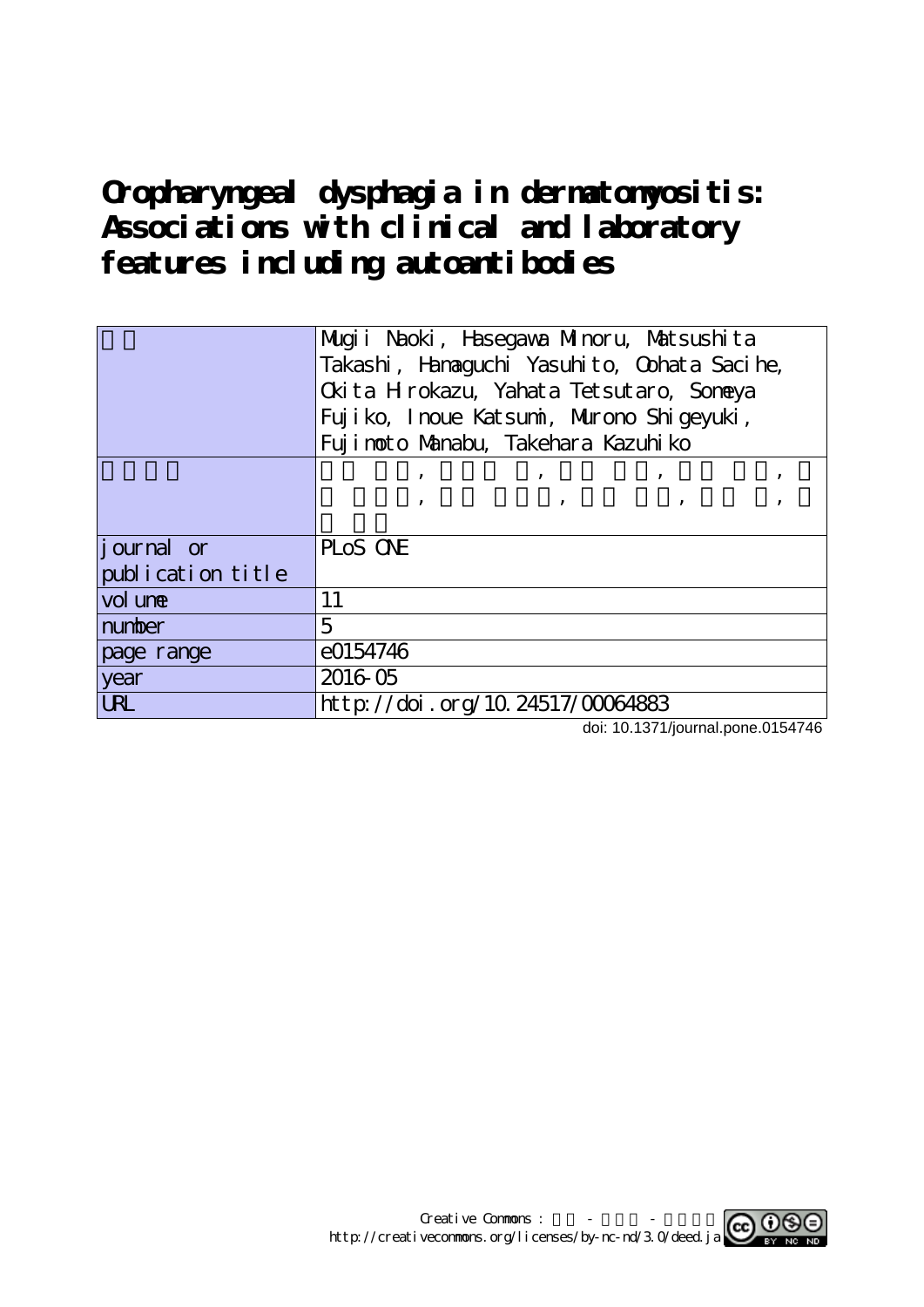# Oropharyngeal dysphagia in dermatomyositis: Associations with clinical and laboratory features including autoantibodies

| | |
|---|---|
| 著者 | Mugii Naoki, Hasegawa Minoru, Matsushita Takashi, Hamaguchi Yasuhito, Oohata Sacihe, Okita Hirokazu, Yahata Tetsutaro, Someya Fujiko, Inoue Katsumi, Murono Shigeyuki, Fujimoto Manabu, Takehara Kazuhiko |
| 著者別表示 | , , , , , , , , |
| journal or publication title | PLoS ONE |
| volume | 11 |
| number | 5 |
| page range | e0154746 |
| year | 2016-05 |
| URL | http://doi.org/10.24517/00064883 |

doi: 10.1371/journal.pone.0154746

Creative Commons : 表示 - 非営利 - 改変禁止
http://creativecommons.org/licenses/by-nc-nd/3.0/deed.ja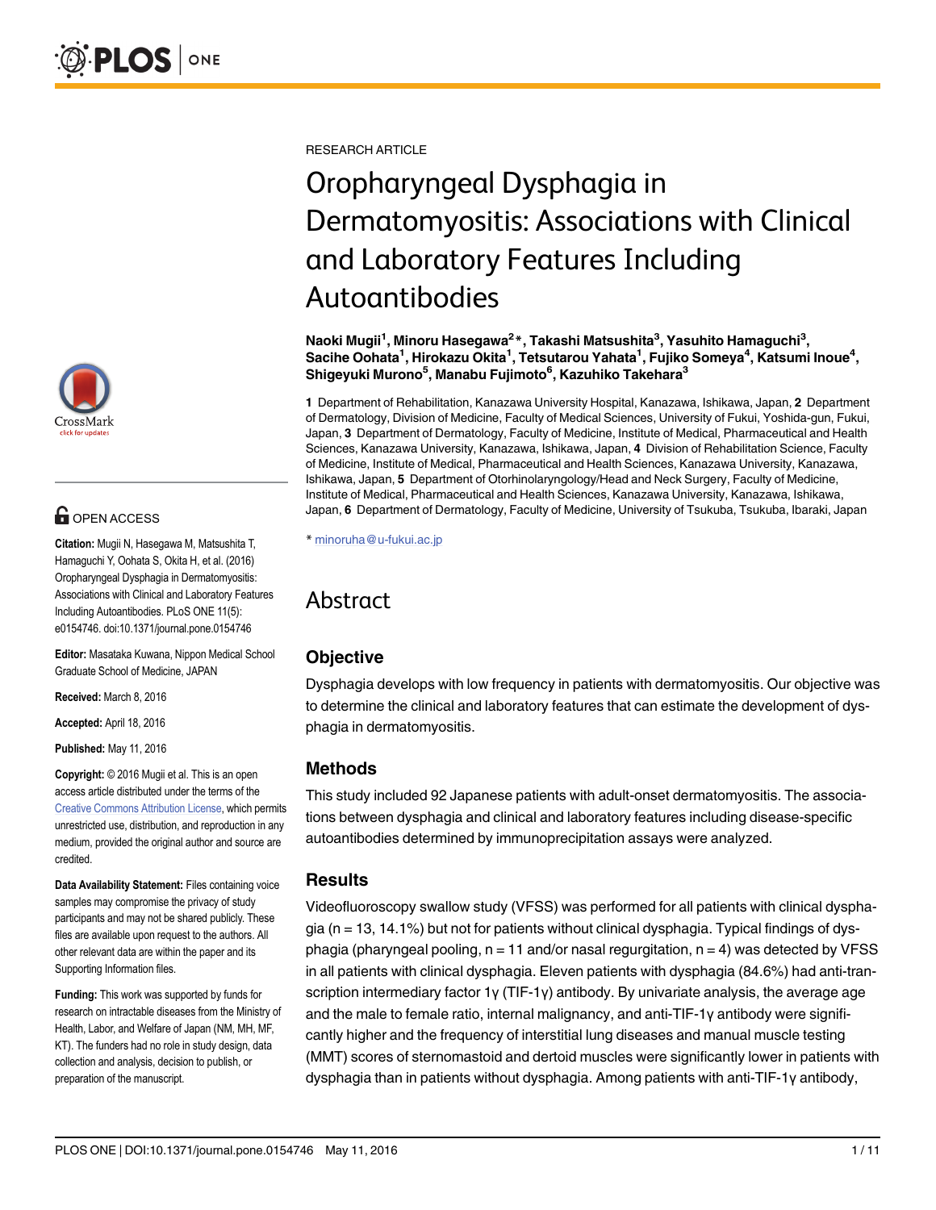RESEARCH ARTICLE

# Oropharyngeal Dysphagia in Dermatomyositis: Associations with Clinical and Laboratory Features Including Autoantibodies

**Naoki Mugii[1], Minoru Hasegawa[2]*, Takashi Matsushita[3], Yasuhito Hamaguchi[3], Sacihe Oohata[1], Hirokazu Okita[1], Tetsutarou Yahata[1], Fujiko Someya[4], Katsumi Inoue[4], Shigeyuki Murono[5], Manabu Fujimoto[6], Kazuhiko Takehara[3]**

**1** Department of Rehabilitation, Kanazawa University Hospital, Kanazawa, Ishikawa, Japan, **2** Department of Dermatology, Division of Medicine, Faculty of Medical Sciences, University of Fukui, Yoshida-gun, Fukui, Japan, **3** Department of Dermatology, Faculty of Medicine, Institute of Medical, Pharmaceutical and Health Sciences, Kanazawa University, Kanazawa, Ishikawa, Japan, **4** Division of Rehabilitation Science, Faculty of Medicine, Institute of Medical, Pharmaceutical and Health Sciences, Kanazawa University, Kanazawa, Ishikawa, Japan, **5** Department of Otorhinolaryngology/Head and Neck Surgery, Faculty of Medicine, Institute of Medical, Pharmaceutical and Health Sciences, Kanazawa University, Kanazawa, Ishikawa, Japan, **6** Department of Dermatology, Faculty of Medicine, University of Tsukuba, Tsukuba, Ibaraki, Japan

* minoruha@u-fukui.ac.jp

OPEN ACCESS

**Citation:** Mugii N, Hasegawa M, Matsushita T, Hamaguchi Y, Oohata S, Okita H, et al. (2016) Oropharyngeal Dysphagia in Dermatomyositis: Associations with Clinical and Laboratory Features Including Autoantibodies. PLoS ONE 11(5): e0154746. doi:10.1371/journal.pone.0154746

**Editor:** Masataka Kuwana, Nippon Medical School Graduate School of Medicine, JAPAN

**Received:** March 8, 2016

**Accepted:** April 18, 2016

**Published:** May 11, 2016

**Copyright:** © 2016 Mugii et al. This is an open access article distributed under the terms of the Creative Commons Attribution License, which permits unrestricted use, distribution, and reproduction in any medium, provided the original author and source are credited.

**Data Availability Statement:** Files containing voice samples may compromise the privacy of study participants and may not be shared publicly. These files are available upon request to the authors. All other relevant data are within the paper and its Supporting Information files.

**Funding:** This work was supported by funds for research on intractable diseases from the Ministry of Health, Labor, and Welfare of Japan (NM, MH, MF, KT). The funders had no role in study design, data collection and analysis, decision to publish, or preparation of the manuscript.

## Abstract

### Objective

Dysphagia develops with low frequency in patients with dermatomyositis. Our objective was to determine the clinical and laboratory features that can estimate the development of dysphagia in dermatomyositis.

### Methods

This study included 92 Japanese patients with adult-onset dermatomyositis. The associations between dysphagia and clinical and laboratory features including disease-specific autoantibodies determined by immunoprecipitation assays were analyzed.

### Results

Videofluoroscopy swallow study (VFSS) was performed for all patients with clinical dysphagia (n = 13, 14.1%) but not for patients without clinical dysphagia. Typical findings of dysphagia (pharyngeal pooling, n = 11 and/or nasal regurgitation, n = 4) was detected by VFSS in all patients with clinical dysphagia. Eleven patients with dysphagia (84.6%) had anti-transcription intermediary factor 1γ (TIF-1γ) antibody. By univariate analysis, the average age and the male to female ratio, internal malignancy, and anti-TIF-1γ antibody were significantly higher and the frequency of interstitial lung diseases and manual muscle testing (MMT) scores of sternomastoid and dertoid muscles were significantly lower in patients with dysphagia than in patients without dysphagia. Among patients with anti-TIF-1γ antibody,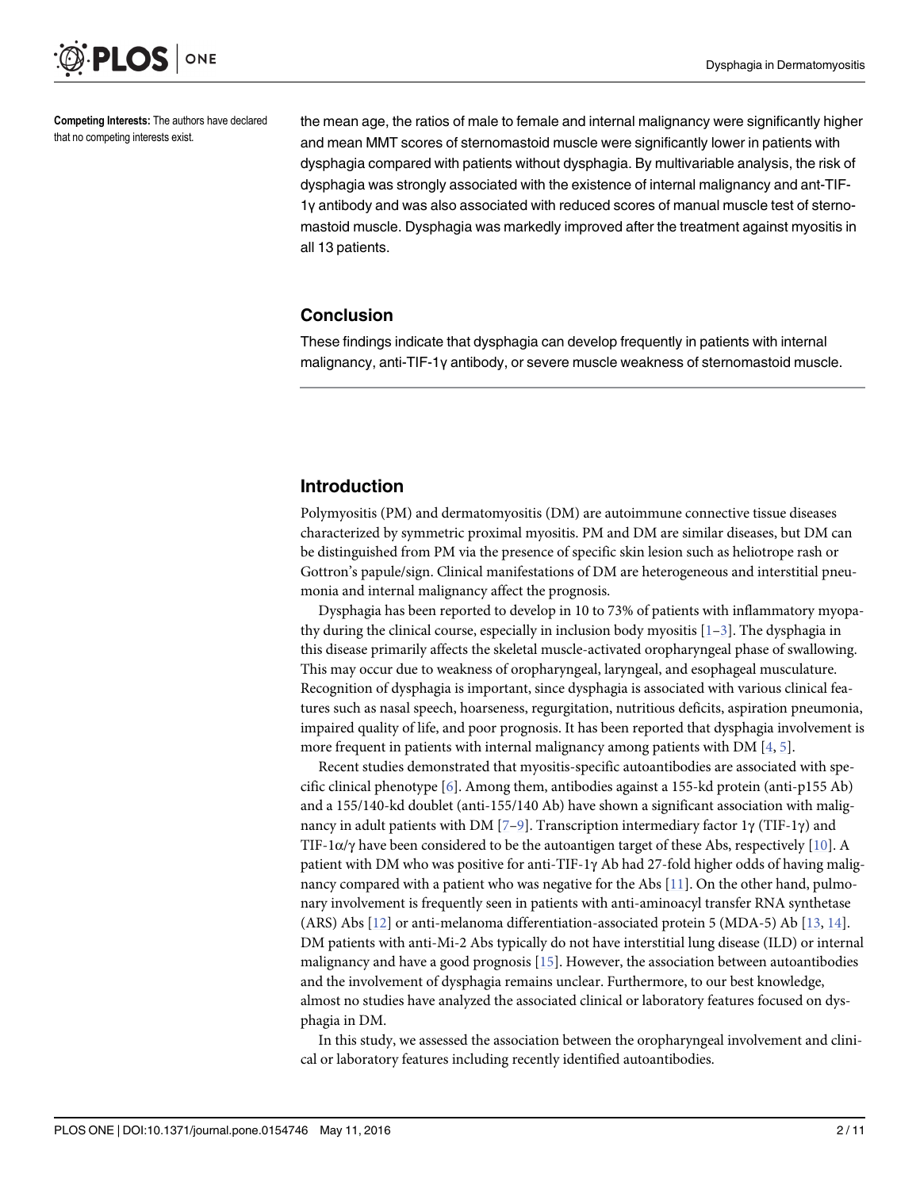Competing Interests: The authors have declared that no competing interests exist.

the mean age, the ratios of male to female and internal malignancy were significantly higher and mean MMT scores of sternomastoid muscle were significantly lower in patients with dysphagia compared with patients without dysphagia. By multivariable analysis, the risk of dysphagia was strongly associated with the existence of internal malignancy and ant-TIF-1γ antibody and was also associated with reduced scores of manual muscle test of sternomastoid muscle. Dysphagia was markedly improved after the treatment against myositis in all 13 patients.

### Conclusion

These findings indicate that dysphagia can develop frequently in patients with internal malignancy, anti-TIF-1γ antibody, or severe muscle weakness of sternomastoid muscle.

## Introduction

Polymyositis (PM) and dermatomyositis (DM) are autoimmune connective tissue diseases characterized by symmetric proximal myositis. PM and DM are similar diseases, but DM can be distinguished from PM via the presence of specific skin lesion such as heliotrope rash or Gottron's papule/sign. Clinical manifestations of DM are heterogeneous and interstitial pneumonia and internal malignancy affect the prognosis.

Dysphagia has been reported to develop in 10 to 73% of patients with inflammatory myopathy during the clinical course, especially in inclusion body myositis [1–3]. The dysphagia in this disease primarily affects the skeletal muscle-activated oropharyngeal phase of swallowing. This may occur due to weakness of oropharyngeal, laryngeal, and esophageal musculature. Recognition of dysphagia is important, since dysphagia is associated with various clinical features such as nasal speech, hoarseness, regurgitation, nutritious deficits, aspiration pneumonia, impaired quality of life, and poor prognosis. It has been reported that dysphagia involvement is more frequent in patients with internal malignancy among patients with DM [4, 5].

Recent studies demonstrated that myositis-specific autoantibodies are associated with specific clinical phenotype [6]. Among them, antibodies against a 155-kd protein (anti-p155 Ab) and a 155/140-kd doublet (anti-155/140 Ab) have shown a significant association with malignancy in adult patients with DM [7–9]. Transcription intermediary factor 1γ (TIF-1γ) and TIF-1α/γ have been considered to be the autoantigen target of these Abs, respectively [10]. A patient with DM who was positive for anti-TIF-1γ Ab had 27-fold higher odds of having malignancy compared with a patient who was negative for the Abs [11]. On the other hand, pulmonary involvement is frequently seen in patients with anti-aminoacyl transfer RNA synthetase (ARS) Abs [12] or anti-melanoma differentiation-associated protein 5 (MDA-5) Ab [13, 14]. DM patients with anti-Mi-2 Abs typically do not have interstitial lung disease (ILD) or internal malignancy and have a good prognosis [15]. However, the association between autoantibodies and the involvement of dysphagia remains unclear. Furthermore, to our best knowledge, almost no studies have analyzed the associated clinical or laboratory features focused on dysphagia in DM.

In this study, we assessed the association between the oropharyngeal involvement and clinical or laboratory features including recently identified autoantibodies.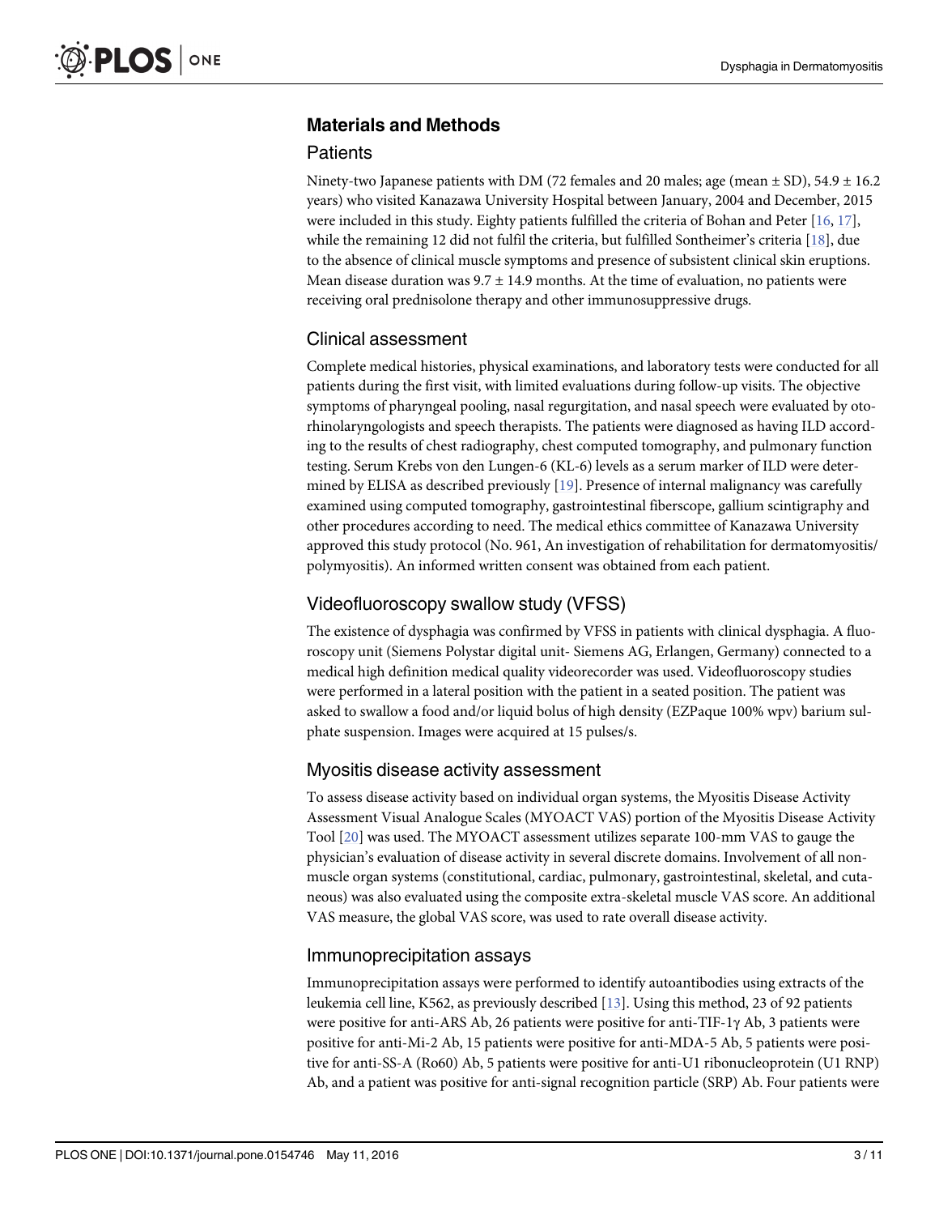## Materials and Methods

### Patients

Ninety-two Japanese patients with DM (72 females and 20 males; age (mean ± SD), 54.9 ± 16.2 years) who visited Kanazawa University Hospital between January, 2004 and December, 2015 were included in this study. Eighty patients fulfilled the criteria of Bohan and Peter [16, 17], while the remaining 12 did not fulfil the criteria, but fulfilled Sontheimer's criteria [18], due to the absence of clinical muscle symptoms and presence of subsistent clinical skin eruptions. Mean disease duration was 9.7 ± 14.9 months. At the time of evaluation, no patients were receiving oral prednisolone therapy and other immunosuppressive drugs.

### Clinical assessment

Complete medical histories, physical examinations, and laboratory tests were conducted for all patients during the first visit, with limited evaluations during follow-up visits. The objective symptoms of pharyngeal pooling, nasal regurgitation, and nasal speech were evaluated by oto-rhinolaryngologists and speech therapists. The patients were diagnosed as having ILD according to the results of chest radiography, chest computed tomography, and pulmonary function testing. Serum Krebs von den Lungen-6 (KL-6) levels as a serum marker of ILD were determined by ELISA as described previously [19]. Presence of internal malignancy was carefully examined using computed tomography, gastrointestinal fiberscope, gallium scintigraphy and other procedures according to need. The medical ethics committee of Kanazawa University approved this study protocol (No. 961, An investigation of rehabilitation for dermatomyositis/polymyositis). An informed written consent was obtained from each patient.

### Videofluoroscopy swallow study (VFSS)

The existence of dysphagia was confirmed by VFSS in patients with clinical dysphagia. A fluoroscopy unit (Siemens Polystar digital unit- Siemens AG, Erlangen, Germany) connected to a medical high definition medical quality videorecorder was used. Videofluoroscopy studies were performed in a lateral position with the patient in a seated position. The patient was asked to swallow a food and/or liquid bolus of high density (EZPaque 100% wpv) barium sulphate suspension. Images were acquired at 15 pulses/s.

### Myositis disease activity assessment

To assess disease activity based on individual organ systems, the Myositis Disease Activity Assessment Visual Analogue Scales (MYOACT VAS) portion of the Myositis Disease Activity Tool [20] was used. The MYOACT assessment utilizes separate 100-mm VAS to gauge the physician's evaluation of disease activity in several discrete domains. Involvement of all non-muscle organ systems (constitutional, cardiac, pulmonary, gastrointestinal, skeletal, and cutaneous) was also evaluated using the composite extra-skeletal muscle VAS score. An additional VAS measure, the global VAS score, was used to rate overall disease activity.

### Immunoprecipitation assays

Immunoprecipitation assays were performed to identify autoantibodies using extracts of the leukemia cell line, K562, as previously described [13]. Using this method, 23 of 92 patients were positive for anti-ARS Ab, 26 patients were positive for anti-TIF-1γ Ab, 3 patients were positive for anti-Mi-2 Ab, 15 patients were positive for anti-MDA-5 Ab, 5 patients were positive for anti-SS-A (Ro60) Ab, 5 patients were positive for anti-U1 ribonucleoprotein (U1 RNP) Ab, and a patient was positive for anti-signal recognition particle (SRP) Ab. Four patients were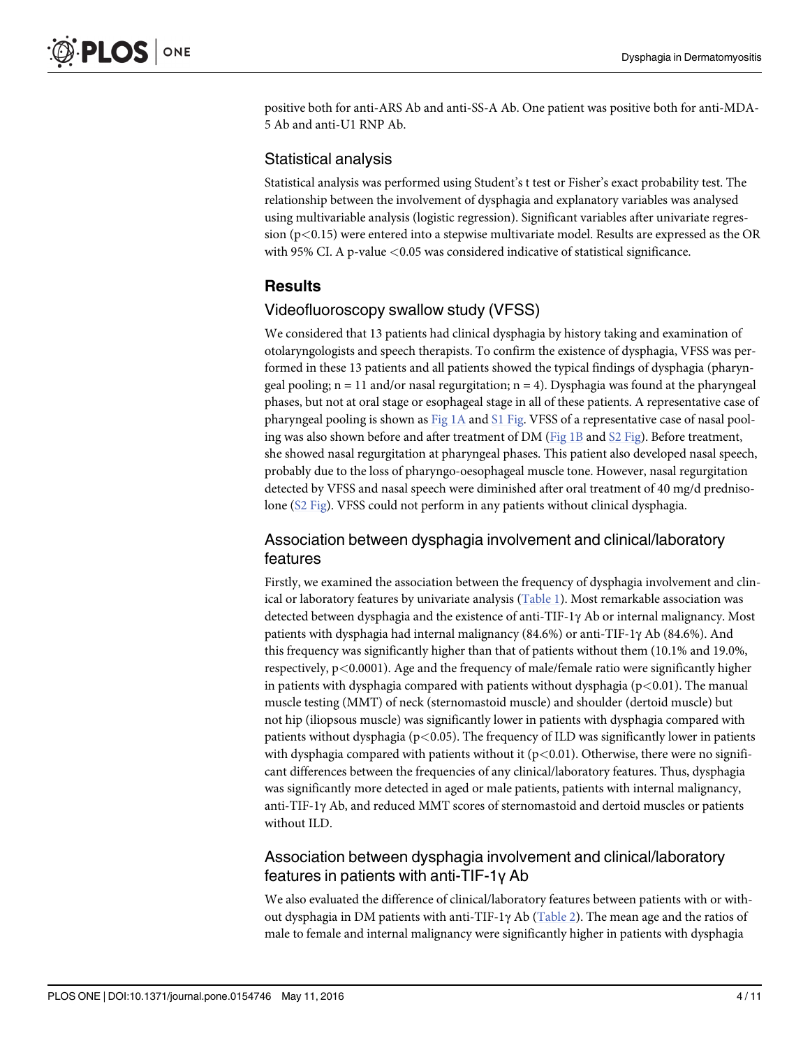positive both for anti-ARS Ab and anti-SS-A Ab. One patient was positive both for anti-MDA-5 Ab and anti-U1 RNP Ab.

## Statistical analysis

Statistical analysis was performed using Student's t test or Fisher's exact probability test. The relationship between the involvement of dysphagia and explanatory variables was analysed using multivariable analysis (logistic regression). Significant variables after univariate regression ($p<0.15$) were entered into a stepwise multivariate model. Results are expressed as the OR with 95% CI. A p-value $<0.05$ was considered indicative of statistical significance.

# Results

## Videofluoroscopy swallow study (VFSS)

We considered that 13 patients had clinical dysphagia by history taking and examination of otolaryngologists and speech therapists. To confirm the existence of dysphagia, VFSS was performed in these 13 patients and all patients showed the typical findings of dysphagia (pharyngeal pooling; n = 11 and/or nasal regurgitation; n = 4). Dysphagia was found at the pharyngeal phases, but not at oral stage or esophageal stage in all of these patients. A representative case of pharyngeal pooling is shown as Fig 1A and S1 Fig. VFSS of a representative case of nasal pooling was also shown before and after treatment of DM (Fig 1B and S2 Fig). Before treatment, she showed nasal regurgitation at pharyngeal phases. This patient also developed nasal speech, probably due to the loss of pharyngo-oesophageal muscle tone. However, nasal regurgitation detected by VFSS and nasal speech were diminished after oral treatment of 40 mg/d prednisolone (S2 Fig). VFSS could not perform in any patients without clinical dysphagia.

## Association between dysphagia involvement and clinical/laboratory features

Firstly, we examined the association between the frequency of dysphagia involvement and clinical or laboratory features by univariate analysis (Table 1). Most remarkable association was detected between dysphagia and the existence of anti-TIF-1γ Ab or internal malignancy. Most patients with dysphagia had internal malignancy (84.6%) or anti-TIF-1γ Ab (84.6%). And this frequency was significantly higher than that of patients without them (10.1% and 19.0%, respectively, $p<0.0001$). Age and the frequency of male/female ratio were significantly higher in patients with dysphagia compared with patients without dysphagia ($p<0.01$). The manual muscle testing (MMT) of neck (sternomastoid muscle) and shoulder (dertoid muscle) but not hip (iliopsous muscle) was significantly lower in patients with dysphagia compared with patients without dysphagia ($p<0.05$). The frequency of ILD was significantly lower in patients with dysphagia compared with patients without it ($p<0.01$). Otherwise, there were no significant differences between the frequencies of any clinical/laboratory features. Thus, dysphagia was significantly more detected in aged or male patients, patients with internal malignancy, anti-TIF-1γ Ab, and reduced MMT scores of sternomastoid and dertoid muscles or patients without ILD.

## Association between dysphagia involvement and clinical/laboratory features in patients with anti-TIF-1γ Ab

We also evaluated the difference of clinical/laboratory features between patients with or without dysphagia in DM patients with anti-TIF-1γ Ab (Table 2). The mean age and the ratios of male to female and internal malignancy were significantly higher in patients with dysphagia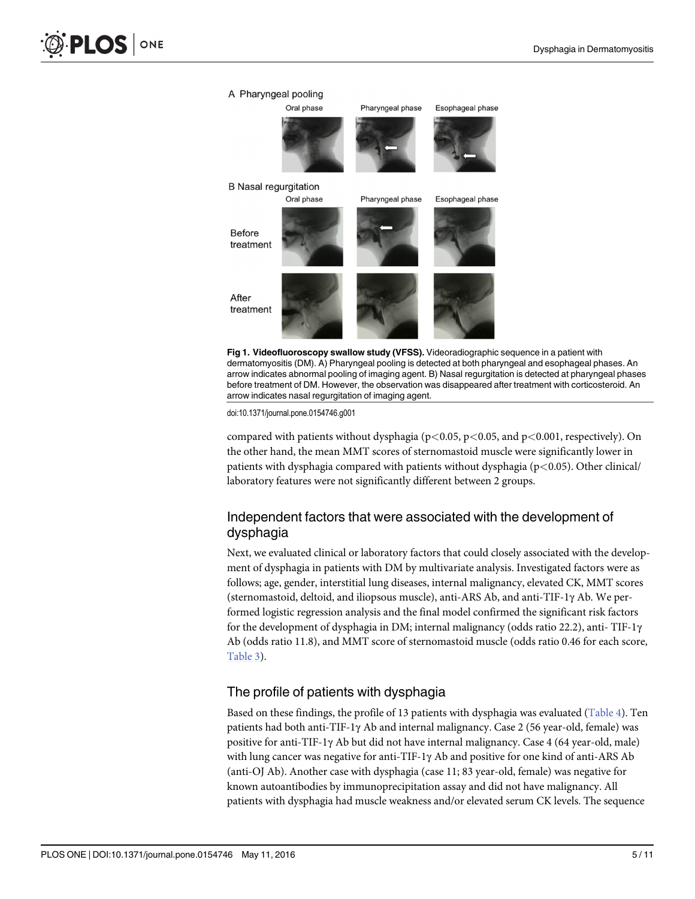Fig 1. Videofluoroscopy swallow study (VFSS). Videoradiographic sequence in a patient with dermatomyositis (DM). A) Pharyngeal pooling is detected at both pharyngeal and esophageal phases. An arrow indicates abnormal pooling of imaging agent. B) Nasal regurgitation is detected at pharyngeal phases before treatment of DM. However, the observation was disappeared after treatment with corticosteroid. An arrow indicates nasal regurgitation of imaging agent.

doi:10.1371/journal.pone.0154746.g001

compared with patients without dysphagia ($p<0.05$, $p<0.05$, and $p<0.001$, respectively). On the other hand, the mean MMT scores of sternomastoid muscle were significantly lower in patients with dysphagia compared with patients without dysphagia ($p<0.05$). Other clinical/laboratory features were not significantly different between 2 groups.

## Independent factors that were associated with the development of dysphagia

Next, we evaluated clinical or laboratory factors that could closely associated with the development of dysphagia in patients with DM by multivariate analysis. Investigated factors were as follows; age, gender, interstitial lung diseases, internal malignancy, elevated CK, MMT scores (sternomastoid, deltoid, and iliopsous muscle), anti-ARS Ab, and anti-TIF-1γ Ab. We performed logistic regression analysis and the final model confirmed the significant risk factors for the development of dysphagia in DM; internal malignancy (odds ratio 22.2), anti- TIF-1γ Ab (odds ratio 11.8), and MMT score of sternomastoid muscle (odds ratio 0.46 for each score, Table 3).

## The profile of patients with dysphagia

Based on these findings, the profile of 13 patients with dysphagia was evaluated (Table 4). Ten patients had both anti-TIF-1γ Ab and internal malignancy. Case 2 (56 year-old, female) was positive for anti-TIF-1γ Ab but did not have internal malignancy. Case 4 (64 year-old, male) with lung cancer was negative for anti-TIF-1γ Ab and positive for one kind of anti-ARS Ab (anti-OJ Ab). Another case with dysphagia (case 11; 83 year-old, female) was negative for known autoantibodies by immunoprecipitation assay and did not have malignancy. All patients with dysphagia had muscle weakness and/or elevated serum CK levels. The sequence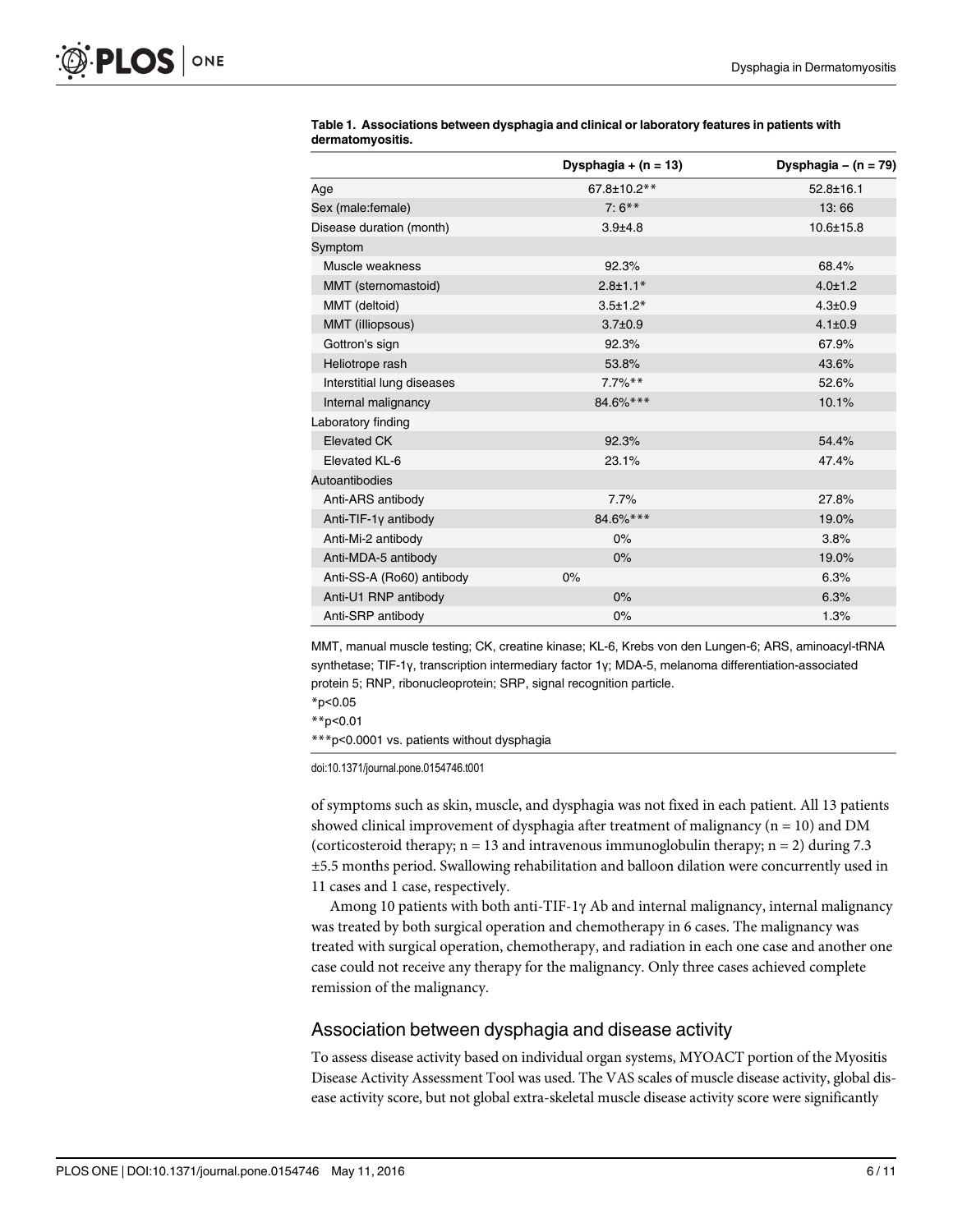**Table 1. Associations between dysphagia and clinical or laboratory features in patients with dermatomyositis.**

| | Dysphagia + (n = 13) | Dysphagia – (n = 79) |
|---|---|---|
| Age | 67.8±10.2** | 52.8±16.1 |
| Sex (male:female) | 7: 6** | 13: 66 |
| Disease duration (month) | 3.9±4.8 | 10.6±15.8 |
| Symptom | | |
| Muscle weakness | 92.3% | 68.4% |
| MMT (sternomastoid) | 2.8±1.1* | 4.0±1.2 |
| MMT (deltoid) | 3.5±1.2* | 4.3±0.9 |
| MMT (illiopsous) | 3.7±0.9 | 4.1±0.9 |
| Gottron's sign | 92.3% | 67.9% |
| Heliotrope rash | 53.8% | 43.6% |
| Interstitial lung diseases | 7.7%** | 52.6% |
| Internal malignancy | 84.6%*** | 10.1% |
| Laboratory finding | | |
| Elevated CK | 92.3% | 54.4% |
| Elevated KL-6 | 23.1% | 47.4% |
| Autoantibodies | | |
| Anti-ARS antibody | 7.7% | 27.8% |
| Anti-TIF-1γ antibody | 84.6%*** | 19.0% |
| Anti-Mi-2 antibody | 0% | 3.8% |
| Anti-MDA-5 antibody | 0% | 19.0% |
| Anti-SS-A (Ro60) antibody | 0% | 6.3% |
| Anti-U1 RNP antibody | 0% | 6.3% |
| Anti-SRP antibody | 0% | 1.3% |

MMT, manual muscle testing; CK, creatine kinase; KL-6, Krebs von den Lungen-6; ARS, aminoacyl-tRNA synthetase; TIF-1γ, transcription intermediary factor 1γ; MDA-5, melanoma differentiation-associated protein 5; RNP, ribonucleoprotein; SRP, signal recognition particle.

*p<0.05

**p<0.01

***p<0.0001 vs. patients without dysphagia

doi:10.1371/journal.pone.0154746.t001

of symptoms such as skin, muscle, and dysphagia was not fixed in each patient. All 13 patients showed clinical improvement of dysphagia after treatment of malignancy (n = 10) and DM (corticosteroid therapy; n = 13 and intravenous immunoglobulin therapy; n = 2) during 7.3 ±5.5 months period. Swallowing rehabilitation and balloon dilation were concurrently used in 11 cases and 1 case, respectively.

Among 10 patients with both anti-TIF-1γ Ab and internal malignancy, internal malignancy was treated by both surgical operation and chemotherapy in 6 cases. The malignancy was treated with surgical operation, chemotherapy, and radiation in each one case and another one case could not receive any therapy for the malignancy. Only three cases achieved complete remission of the malignancy.

## Association between dysphagia and disease activity

To assess disease activity based on individual organ systems, MYOACT portion of the Myositis Disease Activity Assessment Tool was used. The VAS scales of muscle disease activity, global disease activity score, but not global extra-skeletal muscle disease activity score were significantly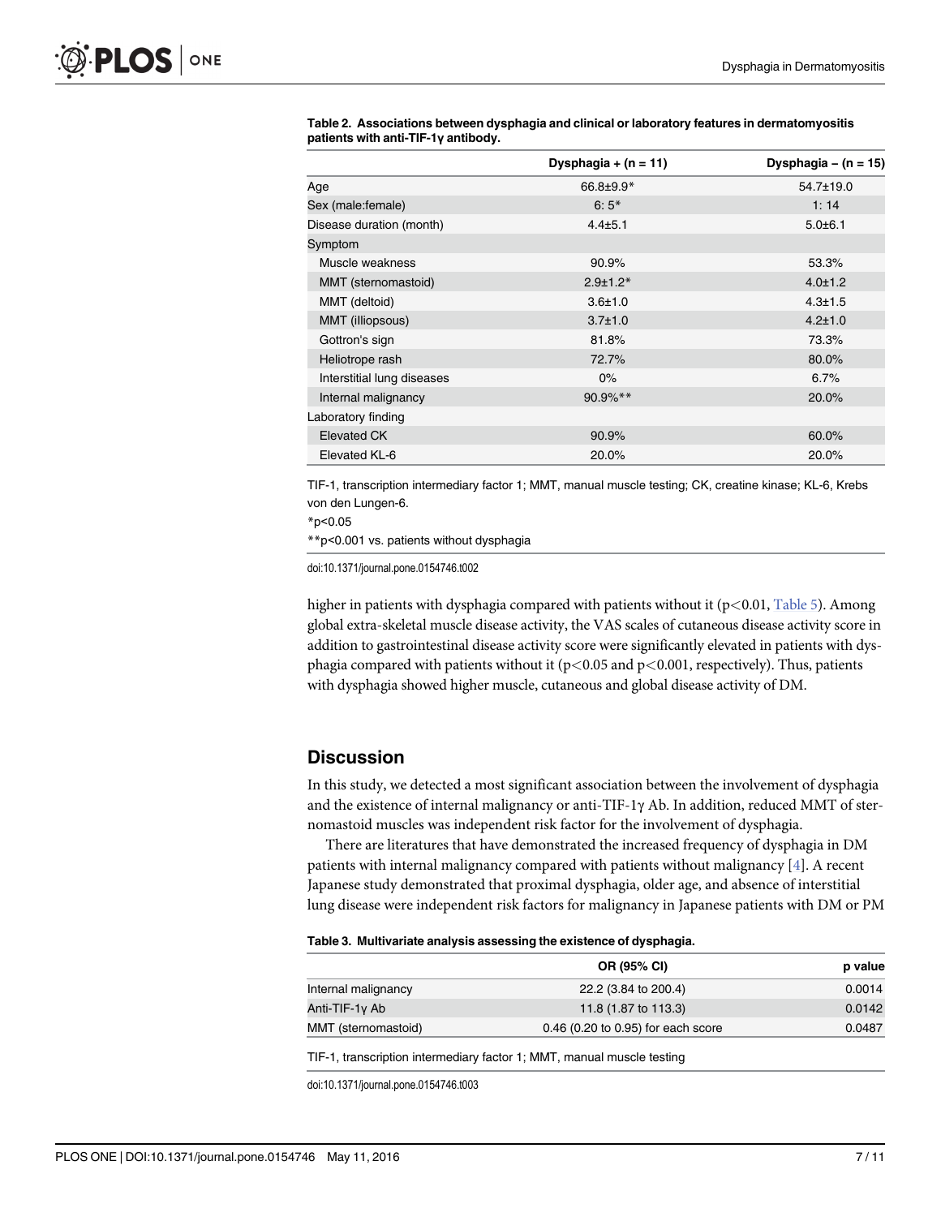**Table 2. Associations between dysphagia and clinical or laboratory features in dermatomyositis patients with anti-TIF-1γ antibody.**

| | Dysphagia + (n = 11) | Dysphagia – (n = 15) |
|---|---|---|
| Age | 66.8±9.9* | 54.7±19.0 |
| Sex (male:female) | 6: 5* | 1: 14 |
| Disease duration (month) | 4.4±5.1 | 5.0±6.1 |
| Symptom | | |
| Muscle weakness | 90.9% | 53.3% |
| MMT (sternomastoid) | 2.9±1.2* | 4.0±1.2 |
| MMT (deltoid) | 3.6±1.0 | 4.3±1.5 |
| MMT (illiopsous) | 3.7±1.0 | 4.2±1.0 |
| Gottron's sign | 81.8% | 73.3% |
| Heliotrope rash | 72.7% | 80.0% |
| Interstitial lung diseases | 0% | 6.7% |
| Internal malignancy | 90.9%** | 20.0% |
| Laboratory finding | | |
| Elevated CK | 90.9% | 60.0% |
| Elevated KL-6 | 20.0% | 20.0% |

TIF-1, transcription intermediary factor 1; MMT, manual muscle testing; CK, creatine kinase; KL-6, Krebs von den Lungen-6.

*p<0.05

**p<0.001 vs. patients without dysphagia

doi:10.1371/journal.pone.0154746.t002

higher in patients with dysphagia compared with patients without it ($p<0.01$, Table 5). Among global extra-skeletal muscle disease activity, the VAS scales of cutaneous disease activity score in addition to gastrointestinal disease activity score were significantly elevated in patients with dysphagia compared with patients without it ($p<0.05$ and $p<0.001$, respectively). Thus, patients with dysphagia showed higher muscle, cutaneous and global disease activity of DM.

## Discussion

In this study, we detected a most significant association between the involvement of dysphagia and the existence of internal malignancy or anti-TIF-1γ Ab. In addition, reduced MMT of sternomastoid muscles was independent risk factor for the involvement of dysphagia.

There are literatures that have demonstrated the increased frequency of dysphagia in DM patients with internal malignancy compared with patients without malignancy [4]. A recent Japanese study demonstrated that proximal dysphagia, older age, and absence of interstitial lung disease were independent risk factors for malignancy in Japanese patients with DM or PM

**Table 3. Multivariate analysis assessing the existence of dysphagia.**

| | OR (95% CI) | p value |
|---|---|---|
| Internal malignancy | 22.2 (3.84 to 200.4) | 0.0014 |
| Anti-TIF-1γ Ab | 11.8 (1.87 to 113.3) | 0.0142 |
| MMT (sternomastoid) | 0.46 (0.20 to 0.95) for each score | 0.0487 |

TIF-1, transcription intermediary factor 1; MMT, manual muscle testing

doi:10.1371/journal.pone.0154746.t003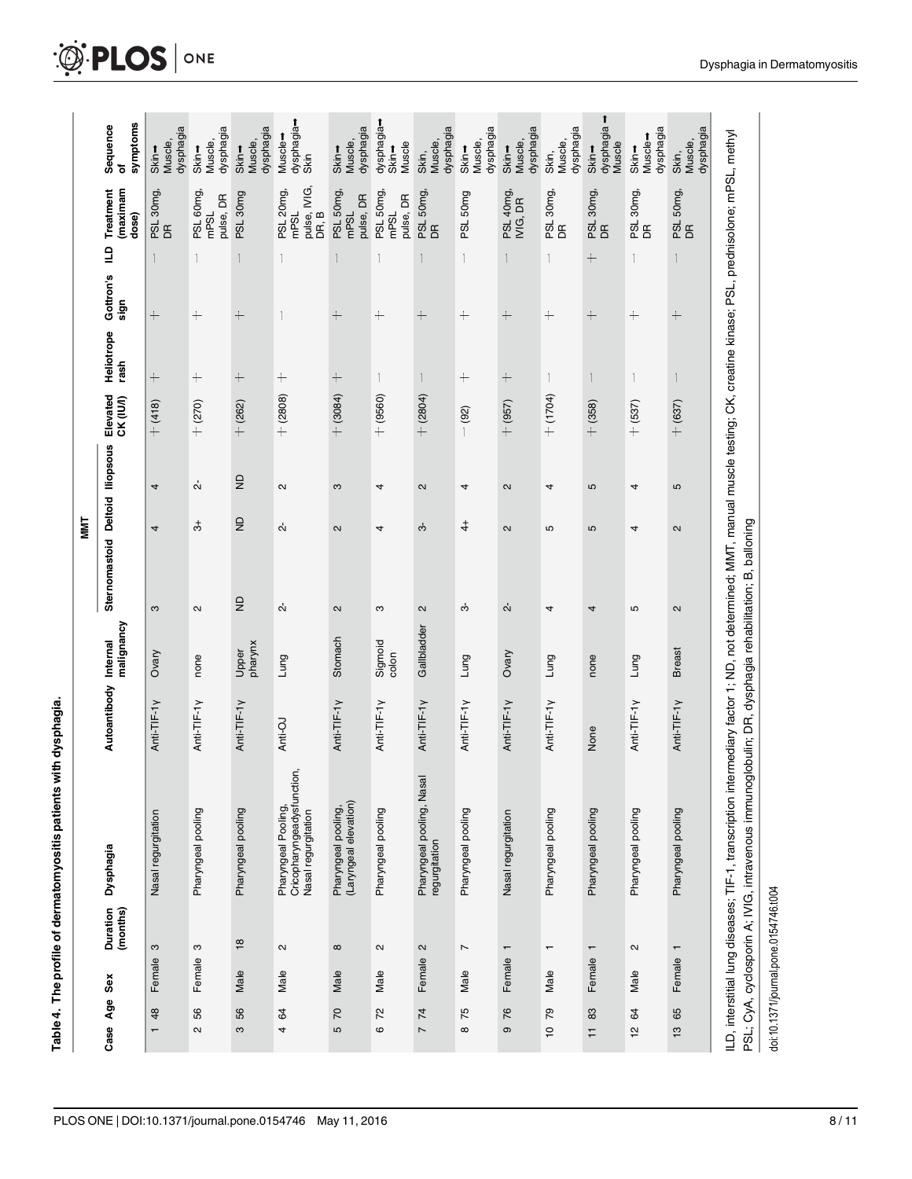**Table 4. The profile of dermatomyositis patients with dysphagia.**

| Case | Age | Sex | Duration (months) | Dysphagia | Autoantibody | Internal malignancy | MMT | | | Elevated CK (IU/l) | Heliotrope rash | Gottron's sign | ILD | Treatment (maximam dose) | Sequence of symptoms |
|---|---|---|---|---|---|---|---|---|---|---|---|---|---|---|---|
| | | | | | | | Sternomastoid | Deltoid | Iliopsous | | | | | | |
| 1 | 48 | Female | 3 | Nasal regurgitation | Anti-TIF-1γ | Ovary | 3 | 4 | 4 | + (418) | + | + | − | PSL 30mg, DR | Skin→ Muscle, dysphagia |
| 2 | 56 | Female | 3 | Pharyngeal pooling | Anti-TIF-1γ | none | 2 | 3+ | 2- | + (270) | + | + | − | PSL 60mg, mPSL pulse, DR | Skin→ Muscle, dysphagia |
| 3 | 56 | Male | 18 | Pharyngeal pooling | Anti-TIF-1γ | Upper pharynx | ND | ND | ND | + (262) | + | + | − | PSL 30mg | Skin→ Muscle, dysphagia |
| 4 | 64 | Male | 2 | Pharyngeal Pooling, Cricopharyngeadysfunction, Nasal regurgitation | Anti-OJ | Lung | 2- | 2- | 2 | + (2808) | + | − | − | PSL 20mg, mPSL pulse, IVIG, DR, B | Muscle→ dysphagia→ Skin |
| 5 | 70 | Male | 8 | Pharyngeal pooling, (Laryngeal elevation) | Anti-TIF-1γ | Stomach | 2 | 2 | 3 | + (3084) | + | + | − | PSL 50mg, mPSL pulse, DR | Skin→ Muscle, dysphagia |
| 6 | 72 | Male | 2 | Pharyngeal pooling | Anti-TIF-1γ | Sigmoid colon | 3 | 4 | 4 | + (9560) | − | + | − | PSL 50mg, mPSL pulse, DR | dysphagia→ Skin→ Muscle |
| 7 | 74 | Female | 2 | Pharyngeal pooling, Nasal regurgitation | Anti-TIF-1γ | Gallbladder | 2 | 3- | 2 | + (2804) | − | + | − | PSL 50mg, DR | Skin, Muscle, dysphagia |
| 8 | 75 | Male | 7 | Pharyngeal pooling | Anti-TIF-1γ | Lung | 3- | 4+ | 4 | − (92) | + | + | − | PSL 50mg | Skin→ Muscle, dysphagia |
| 9 | 76 | Female | 1 | Nasal regurgitation | Anti-TIF-1γ | Ovary | 2- | 2 | 2 | + (957) | + | + | − | PSL 40mg, IVIG, DR | Skin→ Muscle, dysphagia |
| 10 | 79 | Male | 1 | Pharyngeal pooling | Anti-TIF-1γ | Lung | 4 | 5 | 4 | + (1704) | − | + | − | PSL 30mg, DR | Skin, Muscle, dysphagia |
| 11 | 83 | Female | 1 | Pharyngeal pooling | None | none | 4 | 5 | 5 | + (358) | − | + | + | PSL 30mg, DR | Skin→ dysphagia→ Muscle |
| 12 | 64 | Male | 2 | Pharyngeal pooling | Anti-TIF-1γ | Lung | 5 | 4 | 4 | + (537) | − | + | − | PSL 30mg, DR | Skin→ Muscle→ dysphagia |
| 13 | 65 | Female | 1 | Pharyngeal pooling | Anti-TIF-1γ | Breast | 2 | 2 | 5 | + (637) | − | + | − | PSL 50mg, DR | Skin, Muscle, dysphagia |

ILD, interstitial lung diseases; TIF-1, transcription intermediary factor 1; ND, not determined; MMT, manual muscle testing; CK, creatine kinase; PSL, prednisolone; mPSL, methyl PSL; CyA, cyclosporin A; IVIG, intravenous immunoglobulin; DR, dysphagia rehabilitation; B, ballooning

doi:10.1371/journal.pone.0154746.t004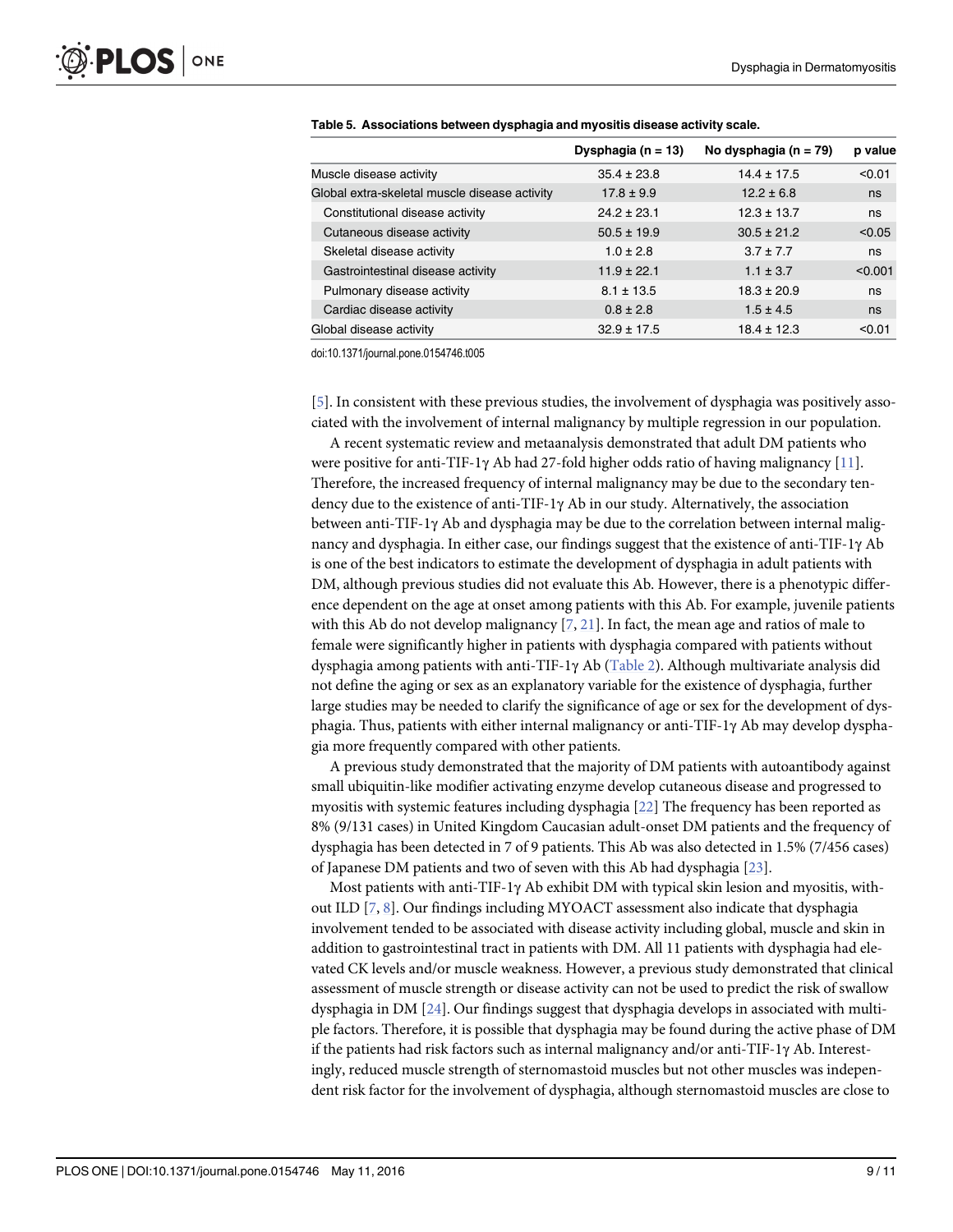**Table 5. Associations between dysphagia and myositis disease activity scale.**

| | Dysphagia (n = 13) | No dysphagia (n = 79) | p value |
|---|---|---|---|
| Muscle disease activity | 35.4 ± 23.8 | 14.4 ± 17.5 | <0.01 |
| Global extra-skeletal muscle disease activity | 17.8 ± 9.9 | 12.2 ± 6.8 | ns |
| Constitutional disease activity | 24.2 ± 23.1 | 12.3 ± 13.7 | ns |
| Cutaneous disease activity | 50.5 ± 19.9 | 30.5 ± 21.2 | <0.05 |
| Skeletal disease activity | 1.0 ± 2.8 | 3.7 ± 7.7 | ns |
| Gastrointestinal disease activity | 11.9 ± 22.1 | 1.1 ± 3.7 | <0.001 |
| Pulmonary disease activity | 8.1 ± 13.5 | 18.3 ± 20.9 | ns |
| Cardiac disease activity | 0.8 ± 2.8 | 1.5 ± 4.5 | ns |
| Global disease activity | 32.9 ± 17.5 | 18.4 ± 12.3 | <0.01 |

doi:10.1371/journal.pone.0154746.t005

[5]. In consistent with these previous studies, the involvement of dysphagia was positively associated with the involvement of internal malignancy by multiple regression in our population.

A recent systematic review and metaanalysis demonstrated that adult DM patients who were positive for anti-TIF-1γ Ab had 27-fold higher odds ratio of having malignancy [11]. Therefore, the increased frequency of internal malignancy may be due to the secondary tendency due to the existence of anti-TIF-1γ Ab in our study. Alternatively, the association between anti-TIF-1γ Ab and dysphagia may be due to the correlation between internal malignancy and dysphagia. In either case, our findings suggest that the existence of anti-TIF-1γ Ab is one of the best indicators to estimate the development of dysphagia in adult patients with DM, although previous studies did not evaluate this Ab. However, there is a phenotypic difference dependent on the age at onset among patients with this Ab. For example, juvenile patients with this Ab do not develop malignancy [7, 21]. In fact, the mean age and ratios of male to female were significantly higher in patients with dysphagia compared with patients without dysphagia among patients with anti-TIF-1γ Ab (Table 2). Although multivariate analysis did not define the aging or sex as an explanatory variable for the existence of dysphagia, further large studies may be needed to clarify the significance of age or sex for the development of dysphagia. Thus, patients with either internal malignancy or anti-TIF-1γ Ab may develop dysphagia more frequently compared with other patients.

A previous study demonstrated that the majority of DM patients with autoantibody against small ubiquitin-like modifier activating enzyme develop cutaneous disease and progressed to myositis with systemic features including dysphagia [22] The frequency has been reported as 8% (9/131 cases) in United Kingdom Caucasian adult-onset DM patients and the frequency of dysphagia has been detected in 7 of 9 patients. This Ab was also detected in 1.5% (7/456 cases) of Japanese DM patients and two of seven with this Ab had dysphagia [23].

Most patients with anti-TIF-1γ Ab exhibit DM with typical skin lesion and myositis, without ILD [7, 8]. Our findings including MYOACT assessment also indicate that dysphagia involvement tended to be associated with disease activity including global, muscle and skin in addition to gastrointestinal tract in patients with DM. All 11 patients with dysphagia had elevated CK levels and/or muscle weakness. However, a previous study demonstrated that clinical assessment of muscle strength or disease activity can not be used to predict the risk of swallow dysphagia in DM [24]. Our findings suggest that dysphagia develops in associated with multiple factors. Therefore, it is possible that dysphagia may be found during the active phase of DM if the patients had risk factors such as internal malignancy and/or anti-TIF-1γ Ab. Interestingly, reduced muscle strength of sternomastoid muscles but not other muscles was independent risk factor for the involvement of dysphagia, although sternomastoid muscles are close to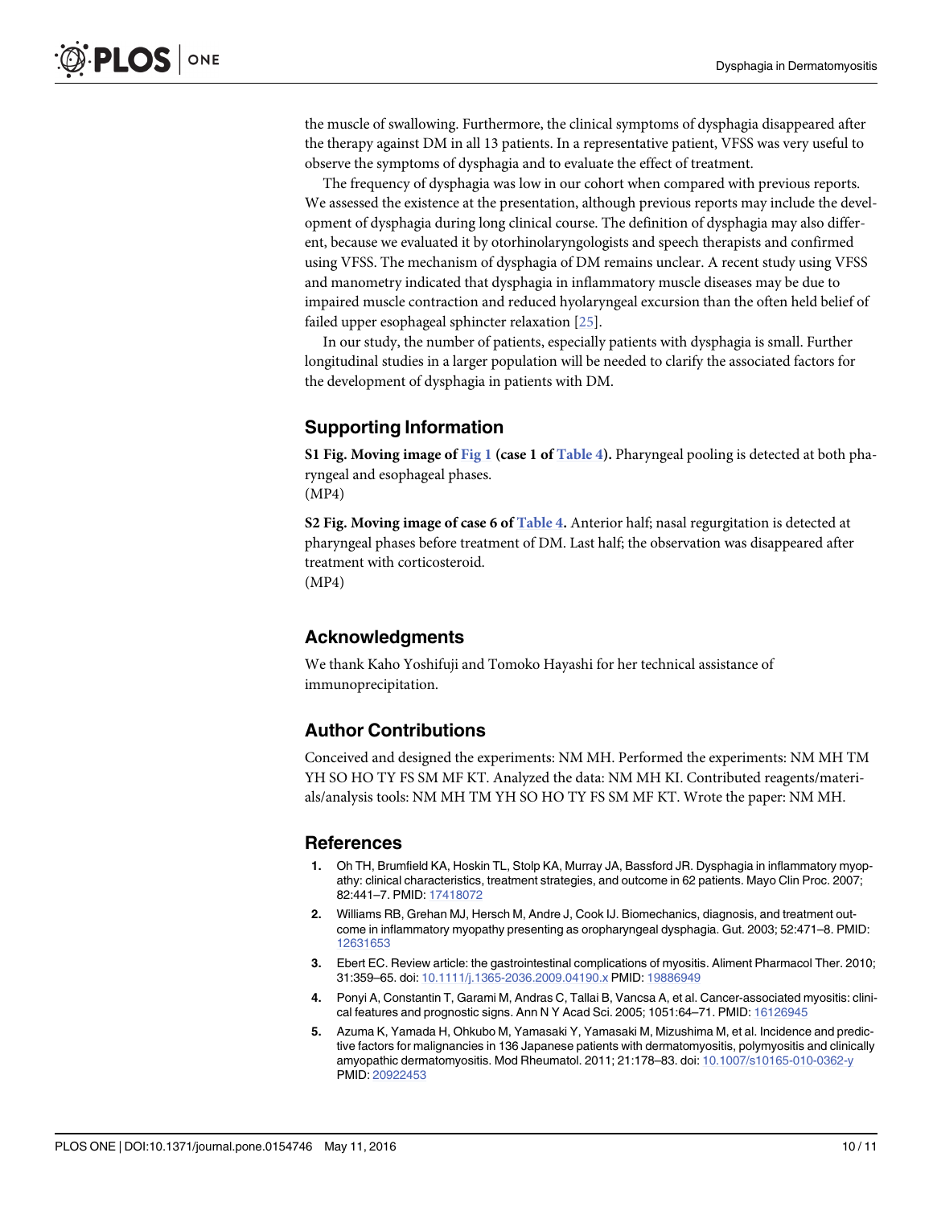the muscle of swallowing. Furthermore, the clinical symptoms of dysphagia disappeared after the therapy against DM in all 13 patients. In a representative patient, VFSS was very useful to observe the symptoms of dysphagia and to evaluate the effect of treatment.

The frequency of dysphagia was low in our cohort when compared with previous reports. We assessed the existence at the presentation, although previous reports may include the development of dysphagia during long clinical course. The definition of dysphagia may also different, because we evaluated it by otorhinolaryngologists and speech therapists and confirmed using VFSS. The mechanism of dysphagia of DM remains unclear. A recent study using VFSS and manometry indicated that dysphagia in inflammatory muscle diseases may be due to impaired muscle contraction and reduced hyolaryngeal excursion than the often held belief of failed upper esophageal sphincter relaxation [25].

In our study, the number of patients, especially patients with dysphagia is small. Further longitudinal studies in a larger population will be needed to clarify the associated factors for the development of dysphagia in patients with DM.

## Supporting Information

**S1 Fig. Moving image of Fig 1 (case 1 of Table 4).** Pharyngeal pooling is detected at both pharyngeal and esophageal phases.
(MP4)

**S2 Fig. Moving image of case 6 of Table 4.** Anterior half; nasal regurgitation is detected at pharyngeal phases before treatment of DM. Last half; the observation was disappeared after treatment with corticosteroid.
(MP4)

## Acknowledgments

We thank Kaho Yoshifuji and Tomoko Hayashi for her technical assistance of immunoprecipitation.

## Author Contributions

Conceived and designed the experiments: NM MH. Performed the experiments: NM MH TM YH SO HO TY FS SM MF KT. Analyzed the data: NM MH KI. Contributed reagents/materials/analysis tools: NM MH TM YH SO HO TY FS SM MF KT. Wrote the paper: NM MH.

## References

1. Oh TH, Brumfield KA, Hoskin TL, Stolp KA, Murray JA, Bassford JR. Dysphagia in inflammatory myopathy: clinical characteristics, treatment strategies, and outcome in 62 patients. Mayo Clin Proc. 2007; 82:441–7. PMID: 17418072
2. Williams RB, Grehan MJ, Hersch M, Andre J, Cook IJ. Biomechanics, diagnosis, and treatment outcome in inflammatory myopathy presenting as oropharyngeal dysphagia. Gut. 2003; 52:471–8. PMID: 12631653
3. Ebert EC. Review article: the gastrointestinal complications of myositis. Aliment Pharmacol Ther. 2010; 31:359–65. doi: 10.1111/j.1365-2036.2009.04190.x PMID: 19886949
4. Ponyi A, Constantin T, Garami M, Andras C, Tallai B, Vancsa A, et al. Cancer-associated myositis: clinical features and prognostic signs. Ann N Y Acad Sci. 2005; 1051:64–71. PMID: 16126945
5. Azuma K, Yamada H, Ohkubo M, Yamasaki Y, Yamasaki M, Mizushima M, et al. Incidence and predictive factors for malignancies in 136 Japanese patients with dermatomyositis, polymyositis and clinically amyopathic dermatomyositis. Mod Rheumatol. 2011; 21:178–83. doi: 10.1007/s10165-010-0362-y PMID: 20922453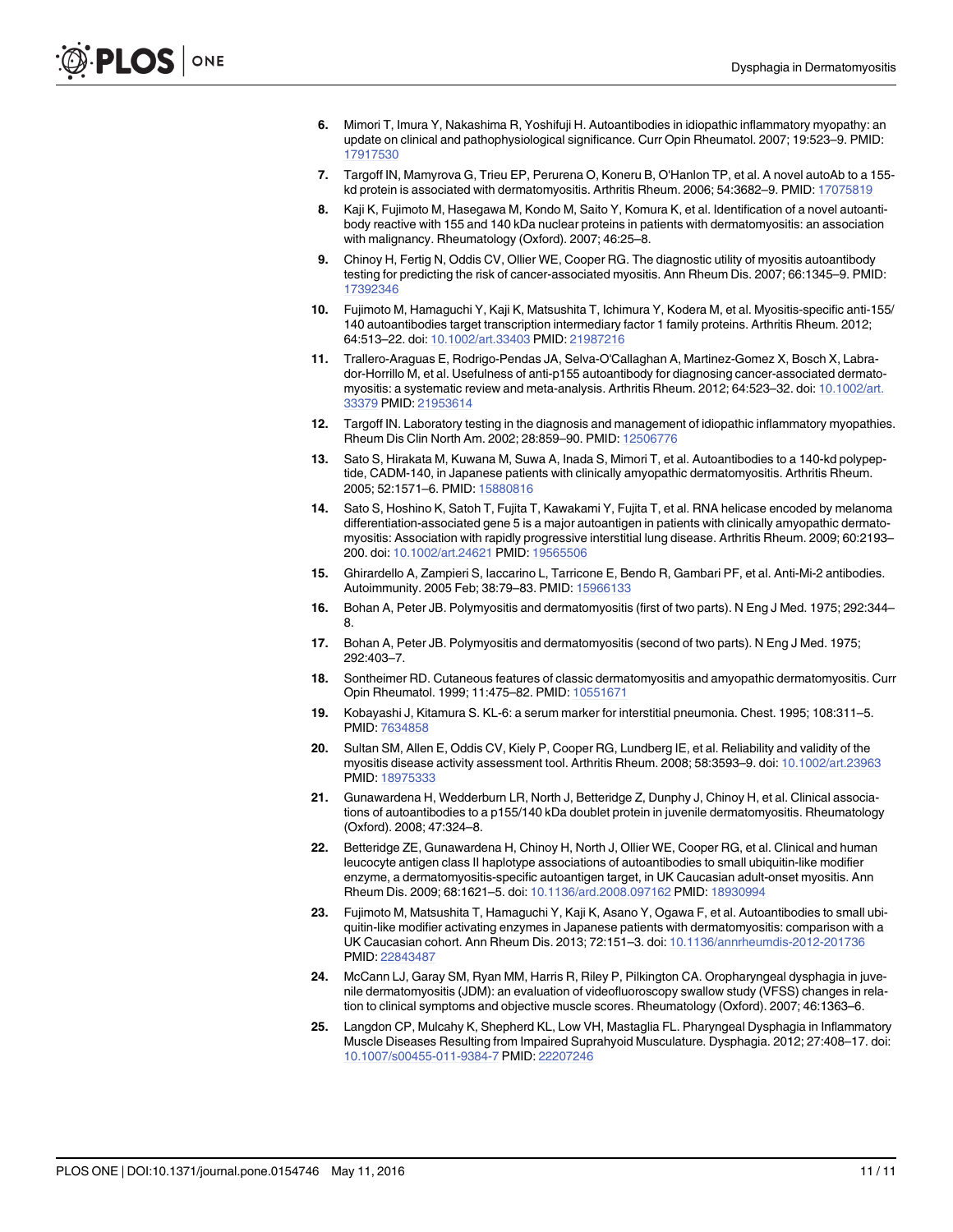6. Mimori T, Imura Y, Nakashima R, Yoshifuji H. Autoantibodies in idiopathic inflammatory myopathy: an update on clinical and pathophysiological significance. Curr Opin Rheumatol. 2007; 19:523–9. PMID: 17917530

7. Targoff IN, Mamyrova G, Trieu EP, Perurena O, Koneru B, O'Hanlon TP, et al. A novel autoAb to a 155-kd protein is associated with dermatomyositis. Arthritis Rheum. 2006; 54:3682–9. PMID: 17075819

8. Kaji K, Fujimoto M, Hasegawa M, Kondo M, Saito Y, Komura K, et al. Identification of a novel autoantibody reactive with 155 and 140 kDa nuclear proteins in patients with dermatomyositis: an association with malignancy. Rheumatology (Oxford). 2007; 46:25–8.

9. Chinoy H, Fertig N, Oddis CV, Ollier WE, Cooper RG. The diagnostic utility of myositis autoantibody testing for predicting the risk of cancer-associated myositis. Ann Rheum Dis. 2007; 66:1345–9. PMID: 17392346

10. Fujimoto M, Hamaguchi Y, Kaji K, Matsushita T, Ichimura Y, Kodera M, et al. Myositis-specific anti-155/140 autoantibodies target transcription intermediary factor 1 family proteins. Arthritis Rheum. 2012; 64:513–22. doi: 10.1002/art.33403 PMID: 21987216

11. Trallero-Araguas E, Rodrigo-Pendas JA, Selva-O'Callaghan A, Martinez-Gomez X, Bosch X, Labrador-Horrillo M, et al. Usefulness of anti-p155 autoantibody for diagnosing cancer-associated dermatomyositis: a systematic review and meta-analysis. Arthritis Rheum. 2012; 64:523–32. doi: 10.1002/art.33379 PMID: 21953614

12. Targoff IN. Laboratory testing in the diagnosis and management of idiopathic inflammatory myopathies. Rheum Dis Clin North Am. 2002; 28:859–90. PMID: 12506776

13. Sato S, Hirakata M, Kuwana M, Suwa A, Inada S, Mimori T, et al. Autoantibodies to a 140-kd polypeptide, CADM-140, in Japanese patients with clinically amyopathic dermatomyositis. Arthritis Rheum. 2005; 52:1571–6. PMID: 15880816

14. Sato S, Hoshino K, Satoh T, Fujita T, Kawakami Y, Fujita T, et al. RNA helicase encoded by melanoma differentiation-associated gene 5 is a major autoantigen in patients with clinically amyopathic dermatomyositis: Association with rapidly progressive interstitial lung disease. Arthritis Rheum. 2009; 60:2193–200. doi: 10.1002/art.24621 PMID: 19565506

15. Ghirardello A, Zampieri S, Iaccarino L, Tarricone E, Bendo R, Gambari PF, et al. Anti-Mi-2 antibodies. Autoimmunity. 2005 Feb; 38:79–83. PMID: 15966133

16. Bohan A, Peter JB. Polymyositis and dermatomyositis (first of two parts). N Eng J Med. 1975; 292:344–8.

17. Bohan A, Peter JB. Polymyositis and dermatomyositis (second of two parts). N Eng J Med. 1975; 292:403–7.

18. Sontheimer RD. Cutaneous features of classic dermatomyositis and amyopathic dermatomyositis. Curr Opin Rheumatol. 1999; 11:475–82. PMID: 10551671

19. Kobayashi J, Kitamura S. KL-6: a serum marker for interstitial pneumonia. Chest. 1995; 108:311–5. PMID: 7634858

20. Sultan SM, Allen E, Oddis CV, Kiely P, Cooper RG, Lundberg IE, et al. Reliability and validity of the myositis disease activity assessment tool. Arthritis Rheum. 2008; 58:3593–9. doi: 10.1002/art.23963 PMID: 18975333

21. Gunawardena H, Wedderburn LR, North J, Betteridge Z, Dunphy J, Chinoy H, et al. Clinical associations of autoantibodies to a p155/140 kDa doublet protein in juvenile dermatomyositis. Rheumatology (Oxford). 2008; 47:324–8.

22. Betteridge ZE, Gunawardena H, Chinoy H, North J, Ollier WE, Cooper RG, et al. Clinical and human leucocyte antigen class II haplotype associations of autoantibodies to small ubiquitin-like modifier enzyme, a dermatomyositis-specific autoantigen target, in UK Caucasian adult-onset myositis. Ann Rheum Dis. 2009; 68:1621–5. doi: 10.1136/ard.2008.097162 PMID: 18930994

23. Fujimoto M, Matsushita T, Hamaguchi Y, Kaji K, Asano Y, Ogawa F, et al. Autoantibodies to small ubiquitin-like modifier activating enzymes in Japanese patients with dermatomyositis: comparison with a UK Caucasian cohort. Ann Rheum Dis. 2013; 72:151–3. doi: 10.1136/annrheumdis-2012-201736 PMID: 22843487

24. McCann LJ, Garay SM, Ryan MM, Harris R, Riley P, Pilkington CA. Oropharyngeal dysphagia in juvenile dermatomyositis (JDM): an evaluation of videofluoroscopy swallow study (VFSS) changes in relation to clinical symptoms and objective muscle scores. Rheumatology (Oxford). 2007; 46:1363–6.

25. Langdon CP, Mulcahy K, Shepherd KL, Low VH, Mastaglia FL. Pharyngeal Dysphagia in Inflammatory Muscle Diseases Resulting from Impaired Suprahyoid Musculature. Dysphagia. 2012; 27:408–17. doi: 10.1007/s00455-011-9384-7 PMID: 22207246